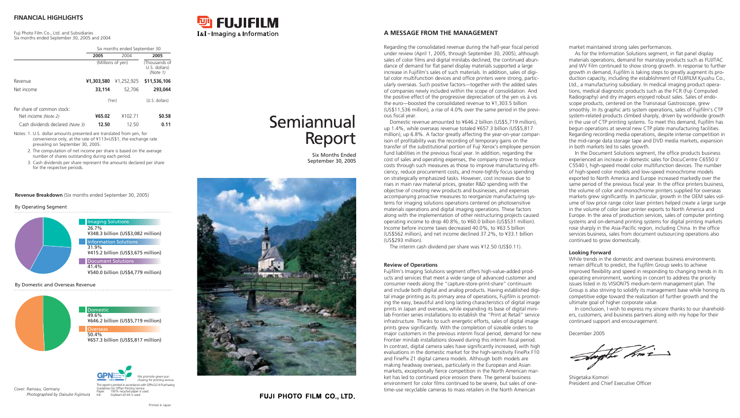## FINANCIAL HIGHLIGHTS

Fuji Photo Film Co., Ltd. and Subsidiaries
Six months ended September 30, 2005 and 2004

| | Six months ended September 30 | | |
|---|---|---|---|
| | **2005** | 2004 | **2005** |
| | (Millions of yen) | | (Thousands of U.S. dollars) *(Note 1)* |
| Revenue | **¥1,303,580** | ¥1,252,925 | **$11,536,106** |
| Net income | **33,114** | 52,706 | **293,044** |
| | (Yen) | | (U.S. dollars) |
| Per share of common stock: | | | |
| Net income *(Note 2)* | **¥65.02** | ¥102.71 | **$0.58** |
| Cash dividends declared *(Note 3)* | **12.50** | 12.50 | **0.11** |

Notes: 1. U.S. dollar amounts presented are translated from yen, for convenience only, at the rate of ¥113=US$1, the exchange rate prevailing on September 30, 2005.
2. The computation of net income per share is based on the average number of shares outstanding during each period.
3. Cash dividends per share represent the amounts declared per share for the respective periods.

**Revenue Breakdown** (Six months ended September 30, 2005)

By Operating Segment

- Imaging Solutions: 26.7% ¥348.3 billion (US$3,082 million)
- Information Solutions: 31.9% ¥415.2 billion (US$3,675 million)
- Document Solutions: 41.4% ¥540.0 billion (US$4,779 million)

By Domestic and Overseas Revenue

- Domestic: 49.6% ¥646.2 billion (US$5,719 million)
- Overseas: 50.4% ¥657.3 billion (US$5,817 million)

We promote green purchasing for printing service.
This report is printed in accordance with GPN-GL14 Purchasing Guidelines for Offset Printing Service.
Paper: 100% recycled paper is used.
Ink: Soybean-oil ink is used.

*Cover: Ramsau, Germany*
*Photographed by Daisuke Fujimura*

Printed in Japan

FUJIFILM
I&I-Imaging & Information

# Semiannual Report

Six Months Ended September 30, 2005

FUJI PHOTO FILM CO., LTD.

## A MESSAGE FROM THE MANAGEMENT

Regarding the consolidated revenue during the half-year fiscal period under review (April 1, 2005, through September 30, 2005), although sales of color films and digital minilabs declined, the continued abundance of demand for flat panel display materials supported a large increase in Fujifilm's sales of such materials. In addition, sales of digital color multifunction devices and office printers were strong, particularly overseas. Such positive factors—together with the added sales of companies newly included within the scope of consolidation. And the positive effect of the progressive depreciation of the yen vis à vis the euro—boosted the consolidated revenue to ¥1,303.5 billion (US$11,536 million), a rise of 4.0% over the same period in the previous fiscal year.

Domestic revenue amounted to ¥646.2 billion (US$5,719 million), up 1.4%, while overseas revenue totaled ¥657.3 billion (US$5,817 million), up 6.8%. A factor greatly affecting the year-on-year comparison of profitability was the recording of temporary gains on the transfer of the substitutional portion of Fuji Xerox's employee pension fund liabilities in the previous fiscal year. In addition, regarding the cost of sales and operating expenses, the company strove to reduce costs through such measures as those to improve manufacturing efficiency, reduce procurement costs, and more-tightly focus spending on strategically emphasized tasks. However, cost increases due to rises in main raw material prices, greater R&D spending with the objective of creating new products and businesses, and expenses accompanying proactive measures to reorganize manufacturing systems for imaging solutions operations centered on photosensitive materials operations and digital imaging operations. These factors along with the implementation of other restructuring projects caused operating income to drop 40.8%, to ¥60.0 billion (US$531 million). Income before income taxes decreased 40.0%, to ¥63.5 billion (US$562 million), and net income declined 37.2%, to ¥33.1 billion (US$293 million).

The interim cash dividend per share was ¥12.50 (US$0.11).

### Review of Operations

Fujifilm's Imaging Solutions segment offers high-value-added products and services that meet a wide range of advanced customer and consumer needs along the "capture-store-print-share" continuum and include both digital and analog products. Having established digital image printing as its primary area of operations, Fujifilm is promoting the easy, beautiful and long lasting characteristics of digital image prints in Japan and overseas, while expanding its base of digital minilab Frontier series installations to establish the "Print at Retail" service infrastructure. Thanks to such energetic efforts, sales of digital image prints grew significantly. With the completion of sizeable orders to major customers in the previous interim fiscal period, demand for new Frontier minilab installations slowed during this interim fiscal period. In contrast, digital camera sales have significantly increased, with high evaluations in the domestic market for the high-sensitivity FinePix F10 and FinePix Z1 digital camera models. Although both models are making headway overseas, particularly in the European and Asian markets, exceptionally fierce competition in the North American market has led to continued price erosion there. The general business environment for color films continued to be severe, but sales of one-time-use recyclable cameras to mass retailers in the North American market maintained strong sales performances.

As for the Information Solutions segment, in flat panel display materials operations, demand for mainstay products such as FUJITAC and WV Film continued to show strong growth. In response to further growth in demand, Fujifilm is taking steps to greatly augment its production capacity, including the establishment of FUJIFILM Kyushu Co., Ltd., a manufacturing subsidiary. In medical imaging product operations, medical diagnostic products such as the FCR (Fuji Computed Radiography) and dry imagers enjoyed robust sales. Sales of endoscope products, centered on the Transnasal Gastroscope, grew smoothly. In its graphic arts system operations, sales of Fujifilm's CTP system-related products climbed sharply, driven by worldwide growth in the use of CTP printing systems. To meet this demand, Fujifilm has begun operations at several new CTP plate manufacturing facilities. Regarding recording media operations, despite intense competition in the mid-range data storage tape and DVD media markets, expansion in both markets led to sales growth.

In the Document Solutions segment, the office products business experienced an increase in domestic sales for DocuCentre C6550 I/C5540 I, high-speed model color multifunction devices. The number of high-speed color models and low-speed monochrome models exported to North America and Europe increased markedly over the same period of the previous fiscal year. In the office printers business, the volume of color and monochrome printers supplied for overseas markets grew significantly. In particular, growth in the OEM sales volume of low price range color laser printers helped create a large surge in the volume of color laser printer exports to North America and Europe. In the area of production services, sales of computer printing systems and on-demand printing systems for digital printing markets rose sharply in the Asia-Pacific region, including China. In the office services business, sales from document outsourcing operations also continued to grow domestically.

### Looking Forward

While trends in the domestic and overseas business environments remain difficult to predict, the Fujifilm Group seeks to achieve improved flexibility and speed in responding to changing trends in its operating environment, working in concert to address the priority issues listed in its VISION75 medium-term management plan. The Group is also striving to solidify its management base while honing its competitive edge toward the realization of further growth and the ultimate goal of higher corporate value.

In conclusion, I wish to express my sincere thanks to our shareholders, customers, and business partners along with my hope for their continued support and encouragement.

December 2005

Shigetaka Komori
President and Chief Executive Officer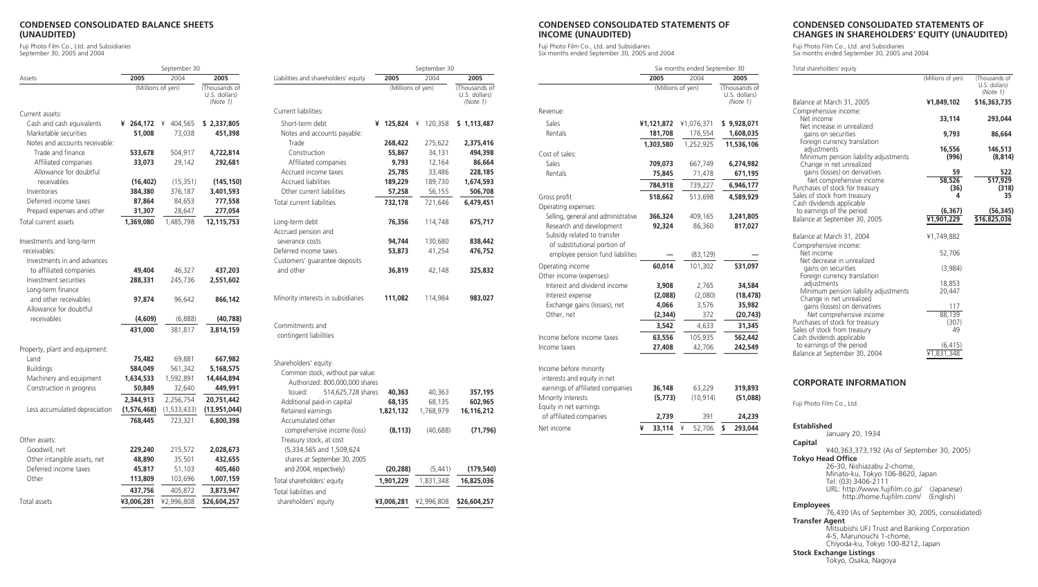## CONDENSED CONSOLIDATED BALANCE SHEETS (UNAUDITED)

Fuji Photo Film Co., Ltd. and Subsidiaries
September 30, 2005 and 2004

| Assets | 2005 | 2004 | 2005 |
|---|---|---|---|
| | (Millions of yen) | | (Thousands of U.S. dollars) (Note 1) |
| Current assets: | | | |
| Cash and cash equivalents | ¥ 264,172 | ¥ 404,565 | $ 2,337,805 |
| Marketable securities | 51,008 | 73,038 | 451,398 |
| Notes and accounts receivable: | | | |
| Trade and finance | 533,678 | 504,917 | 4,722,814 |
| Affiliated companies | 33,073 | 29,142 | 292,681 |
| Allowance for doubtful receivables | (16,402) | (15,351) | (145,150) |
| Inventories | 384,380 | 376,187 | 3,401,593 |
| Deferred income taxes | 87,864 | 84,653 | 777,558 |
| Prepaid expenses and other | 31,307 | 28,647 | 277,054 |
| Total current assets | 1,369,080 | 1,485,798 | 12,115,753 |
| Investments and long-term receivables: | | | |
| Investments in and advances to affiliated companies | 49,404 | 46,327 | 437,203 |
| Investment securities | 288,331 | 245,736 | 2,551,602 |
| Long-term finance and other receivables | 97,874 | 96,642 | 866,142 |
| Allowance for doubtful receivables | (4,609) | (6,888) | (40,788) |
| | 431,000 | 381,817 | 3,814,159 |
| Property, plant and equipment: | | | |
| Land | 75,482 | 69,881 | 667,982 |
| Buildings | 584,049 | 561,342 | 5,168,575 |
| Machinery and equipment | 1,634,533 | 1,592,891 | 14,464,894 |
| Construction in progress | 50,849 | 32,640 | 449,991 |
| | 2,344,913 | 2,256,754 | 20,751,442 |
| Less accumulated depreciation | (1,576,468) | (1,533,433) | (13,951,044) |
| | 768,445 | 723,321 | 6,800,398 |
| Other assets: | | | |
| Goodwill, net | 229,240 | 215,572 | 2,028,673 |
| Other intangible assets, net | 48,890 | 35,501 | 432,655 |
| Deferred income taxes | 45,817 | 51,103 | 405,460 |
| Other | 113,809 | 103,696 | 1,007,159 |
| | 437,756 | 405,872 | 3,873,947 |
| Total assets | ¥3,006,281 | ¥2,996,808 | $26,604,257 |

| Liabilities and shareholders' equity | 2005 | 2004 | 2005 |
|---|---|---|---|
| | (Millions of yen) | | (Thousands of U.S. dollars) (Note 1) |
| Current liabilities: | | | |
| Short-term debt | ¥ 125,824 | ¥ 120,358 | $ 1,113,487 |
| Notes and accounts payable: | | | |
| Trade | 268,422 | 275,622 | 2,375,416 |
| Construction | 55,867 | 34,131 | 494,398 |
| Affiliated companies | 9,793 | 12,164 | 86,664 |
| Accrued income taxes | 25,785 | 33,486 | 228,185 |
| Accrued liabilities | 189,229 | 189,730 | 1,674,593 |
| Other current liabilities | 57,258 | 56,155 | 506,708 |
| Total current liabilities | 732,178 | 721,646 | 6,479,451 |
| Long-term debt | 76,356 | 114,748 | 675,717 |
| Accrued pension and severance costs | 94,744 | 130,680 | 838,442 |
| Deferred income taxes | 53,873 | 41,254 | 476,752 |
| Customers' guarantee deposits and other | 36,819 | 42,148 | 325,832 |
| Minority interests in subsidiaries | 111,082 | 114,984 | 983,027 |
| Commitments and contingent liabilities | | | |
| Shareholders' equity: | | | |
| Common stock, without par value: Authorized: 800,000,000 shares Issued: 514,625,728 shares | 40,363 | 40,363 | 357,195 |
| Additional paid-in capital | 68,135 | 68,135 | 602,965 |
| Retained earnings | 1,821,132 | 1,768,979 | 16,116,212 |
| Accumulated other comprehensive income (loss) | (8,113) | (40,688) | (71,796) |
| Treasury stock, at cost (5,334,565 and 1,509,624 shares at September 30, 2005 and 2004, respectively) | (20,288) | (5,441) | (179,540) |
| Total shareholders' equity | 1,901,229 | 1,831,348 | 16,825,036 |
| Total liabilities and shareholders' equity | ¥3,006,281 | ¥2,996,808 | $26,604,257 |

## CONDENSED CONSOLIDATED STATEMENTS OF INCOME (UNAUDITED)

Fuji Photo Film Co., Ltd. and Subsidiaries
Six months ended September 30, 2005 and 2004

| | 2005 | 2004 | 2005 |
|---|---|---|---|
| | (Millions of yen) | | (Thousands of U.S. dollars) (Note 1) |
| Revenue: | | | |
| Sales | ¥1,121,872 | ¥1,076,371 | $ 9,928,071 |
| Rentals | 181,708 | 176,554 | 1,608,035 |
| | 1,303,580 | 1,252,925 | 11,536,106 |
| Cost of sales: | | | |
| Sales | 709,073 | 667,749 | 6,274,982 |
| Rentals | 75,845 | 71,478 | 671,195 |
| | 784,918 | 739,227 | 6,946,177 |
| Gross profit | 518,662 | 513,698 | 4,589,929 |
| Operating expenses: | | | |
| Selling, general and administrative | 366,324 | 409,165 | 3,241,805 |
| Research and development | 92,324 | 86,360 | 817,027 |
| Subsidy related to transfer of substitutional portion of employee pension fund liabilities | — | (83,129) | — |
| Operating income | 60,014 | 101,302 | 531,097 |
| Other income (expenses): | | | |
| Interest and dividend income | 3,908 | 2,765 | 34,584 |
| Interest expense | (2,088) | (2,080) | (18,478) |
| Exchange gains (losses), net | 4,066 | 3,576 | 35,982 |
| Other, net | (2,344) | 372 | (20,743) |
| | 3,542 | 4,633 | 31,345 |
| Income before income taxes | 63,556 | 105,935 | 562,442 |
| Income taxes | 27,408 | 42,706 | 242,549 |
| Income before minority interests and equity in net earnings of affiliated companies | 36,148 | 63,229 | 319,893 |
| Minority interests | (5,773) | (10,914) | (51,088) |
| Equity in net earnings of affiliated companies | 2,739 | 391 | 24,239 |
| Net income | ¥ 33,114 | ¥ 52,706 | $ 293,044 |

## CONDENSED CONSOLIDATED STATEMENTS OF CHANGES IN SHAREHOLDERS' EQUITY (UNAUDITED)

Fuji Photo Film Co., Ltd. and Subsidiaries
Six months ended September 30, 2005 and 2004

| Total shareholders' equity | (Millions of yen) | (Thousands of U.S. dollars) (Note 1) |
|---|---|---|
| Balance at March 31, 2005 | ¥1,849,102 | $16,363,735 |
| Comprehensive income: | | |
| Net income | 33,114 | 293,044 |
| Net increase in unrealized gains on securities | 9,793 | 86,664 |
| Foreign currency translation adjustments | 16,556 | 146,513 |
| Minimum pension liability adjustments | (996) | (8,814) |
| Change in net unrealized gains (losses) on derivatives | 59 | 522 |
| Net comprehensive income | 58,526 | 517,929 |
| Purchases of stock for treasury | (36) | (318) |
| Sales of stock from treasury | 4 | 35 |
| Cash dividends applicable to earnings of the period | (6,367) | (56,345) |
| Balance at September 30, 2005 | ¥1,901,229 | $16,825,036 |
| Balance at March 31, 2004 | ¥1,749,882 | |
| Comprehensive income: | | |
| Net income | 52,706 | |
| Net decrease in unrealized gains on securities | (3,984) | |
| Foreign currency translation adjustments | 18,853 | |
| Minimum pension liability adjustments | 20,447 | |
| Change in net unrealized gains (losses) on derivatives | 117 | |
| Net comprehensive income | 88,139 | |
| Purchases of stock for treasury | (307) | |
| Sales of stock from treasury | 49 | |
| Cash dividends applicable to earnings of the period | (6,415) | |
| Balance at September 30, 2004 | ¥1,831,348 | |

## CORPORATE INFORMATION

Fuji Photo Film Co., Ltd.

**Established**
January 20, 1934

**Capital**
¥40,363,373,192 (As of September 30, 2005)

**Tokyo Head Office**
26-30, Nishiazabu 2-chome,
Minato-ku, Tokyo 106-8620, Japan
Tel: (03) 3406-2111
URL: http://www.fujifilm.co.jp/ (Japanese)
http://home.fujifilm.com/ (English)

**Employees**
76,430 (As of September 30, 2005, consolidated)

**Transfer Agent**
Mitsubishi UFJ Trust and Banking Corporation
4-5, Marunouchi 1-chome,
Chiyoda-ku, Tokyo 100-8212, Japan

**Stock Exchange Listings**
Tokyo, Osaka, Nagoya